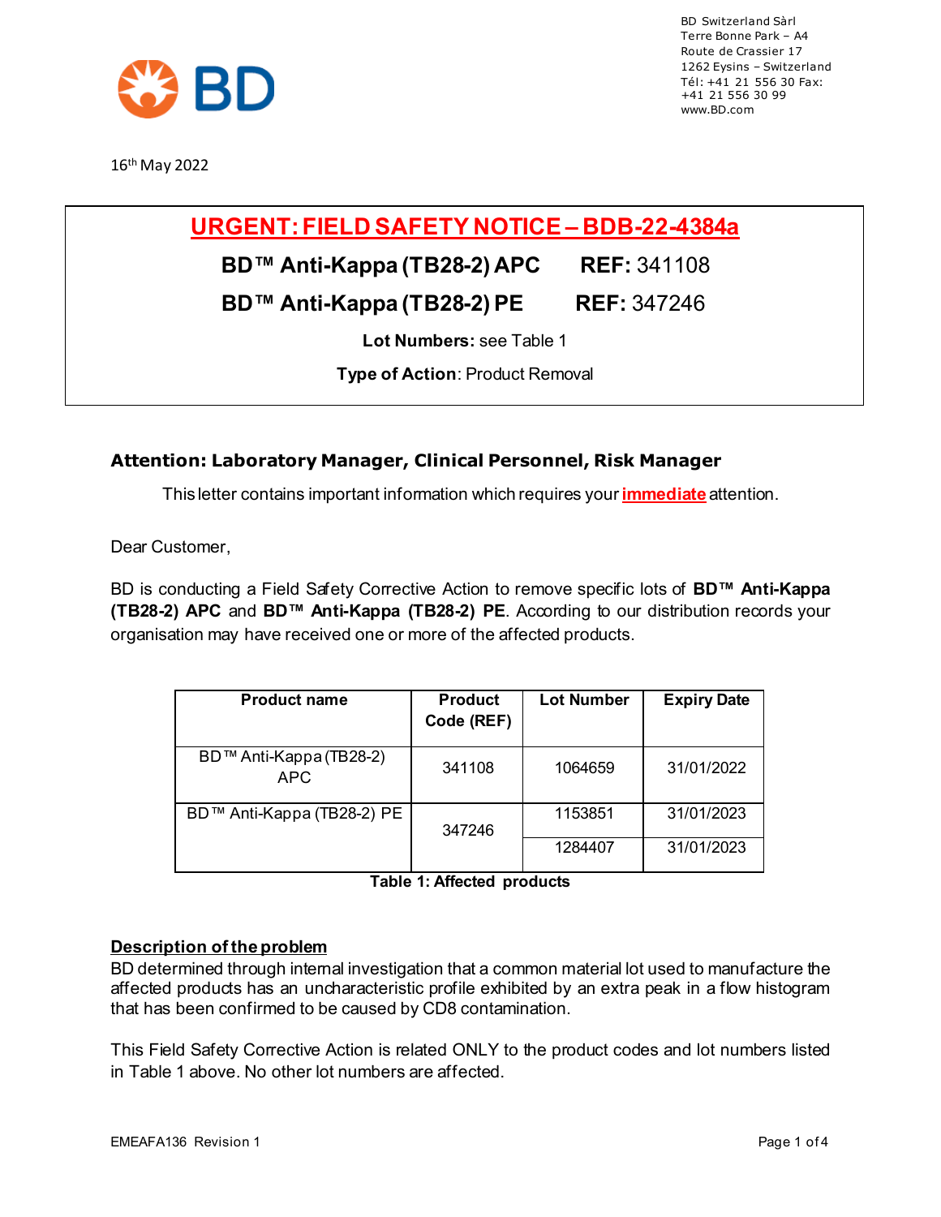BD Switzerland Sàrl
Terre Bonne Park – A4
Route de Crassier 17
1262 Eysins – Switzerland
Tél: +41 21 556 30 Fax: +41 21 556 30 99
www.BD.com

16th May 2022

# URGENT: FIELD SAFETY NOTICE – BDB-22-4384a

**BD™ Anti-Kappa (TB28-2) APC REF:** 341108

**BD™ Anti-Kappa (TB28-2) PE REF:** 347246

**Lot Numbers:** see Table 1

**Type of Action**: Product Removal

### Attention: Laboratory Manager, Clinical Personnel, Risk Manager

This letter contains important information which requires your **immediate** attention.

Dear Customer,

BD is conducting a Field Safety Corrective Action to remove specific lots of **BD™ Anti-Kappa (TB28-2) APC** and **BD™ Anti-Kappa (TB28-2) PE**. According to our distribution records your organisation may have received one or more of the affected products.

| Product name | Product Code (REF) | Lot Number | Expiry Date |
|---|---|---|---|
| BD™ Anti-Kappa (TB28-2) APC | 341108 | 1064659 | 31/01/2022 |
| BD™ Anti-Kappa (TB28-2) PE | 347246 | 1153851 | 31/01/2023 |
| | | 1284407 | 31/01/2023 |

**Table 1: Affected products**

## Description of the problem

BD determined through internal investigation that a common material lot used to manufacture the affected products has an uncharacteristic profile exhibited by an extra peak in a flow histogram that has been confirmed to be caused by CD8 contamination.

This Field Safety Corrective Action is related ONLY to the product codes and lot numbers listed in Table 1 above. No other lot numbers are affected.

EMEAFA136 Revision 1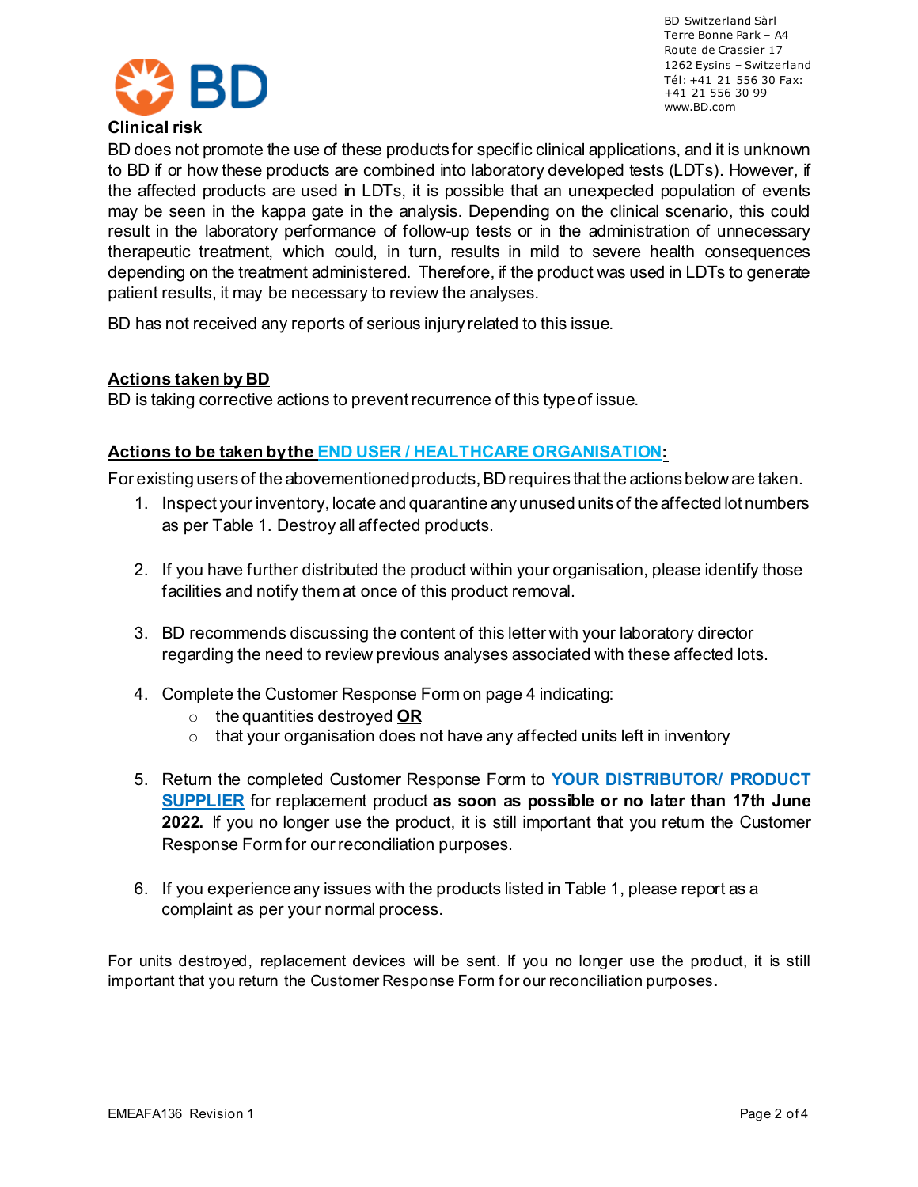BD Switzerland Sàrl
Terre Bonne Park – A4
Route de Crassier 17
1262 Eysins – Switzerland
Tél: +41 21 556 30 Fax: +41 21 556 30 99
www.BD.com

## Clinical risk

BD does not promote the use of these products for specific clinical applications, and it is unknown to BD if or how these products are combined into laboratory developed tests (LDTs). However, if the affected products are used in LDTs, it is possible that an unexpected population of events may be seen in the kappa gate in the analysis. Depending on the clinical scenario, this could result in the laboratory performance of follow-up tests or in the administration of unnecessary therapeutic treatment, which could, in turn, results in mild to severe health consequences depending on the treatment administered. Therefore, if the product was used in LDTs to generate patient results, it may be necessary to review the analyses.

BD has not received any reports of serious injury related to this issue.

## Actions taken by BD

BD is taking corrective actions to prevent recurrence of this type of issue.

## Actions to be taken by the END USER / HEALTHCARE ORGANISATION:

For existing users of the abovementioned products, BD requires that the actions below are taken.

1. Inspect your inventory, locate and quarantine any unused units of the affected lot numbers as per Table 1. Destroy all affected products.

2. If you have further distributed the product within your organisation, please identify those facilities and notify them at once of this product removal.

3. BD recommends discussing the content of this letter with your laboratory director regarding the need to review previous analyses associated with these affected lots.

4. Complete the Customer Response Form on page 4 indicating:
   - the quantities destroyed **OR**
   - that your organisation does not have any affected units left in inventory

5. Return the completed Customer Response Form to **YOUR DISTRIBUTOR/ PRODUCT SUPPLIER** for replacement product **as soon as possible or no later than 17th June 2022.** If you no longer use the product, it is still important that you return the Customer Response Form for our reconciliation purposes.

6. If you experience any issues with the products listed in Table 1, please report as a complaint as per your normal process.

For units destroyed, replacement devices will be sent. If you no longer use the product, it is still important that you return the Customer Response Form for our reconciliation purposes.

EMEAFA136 Revision 1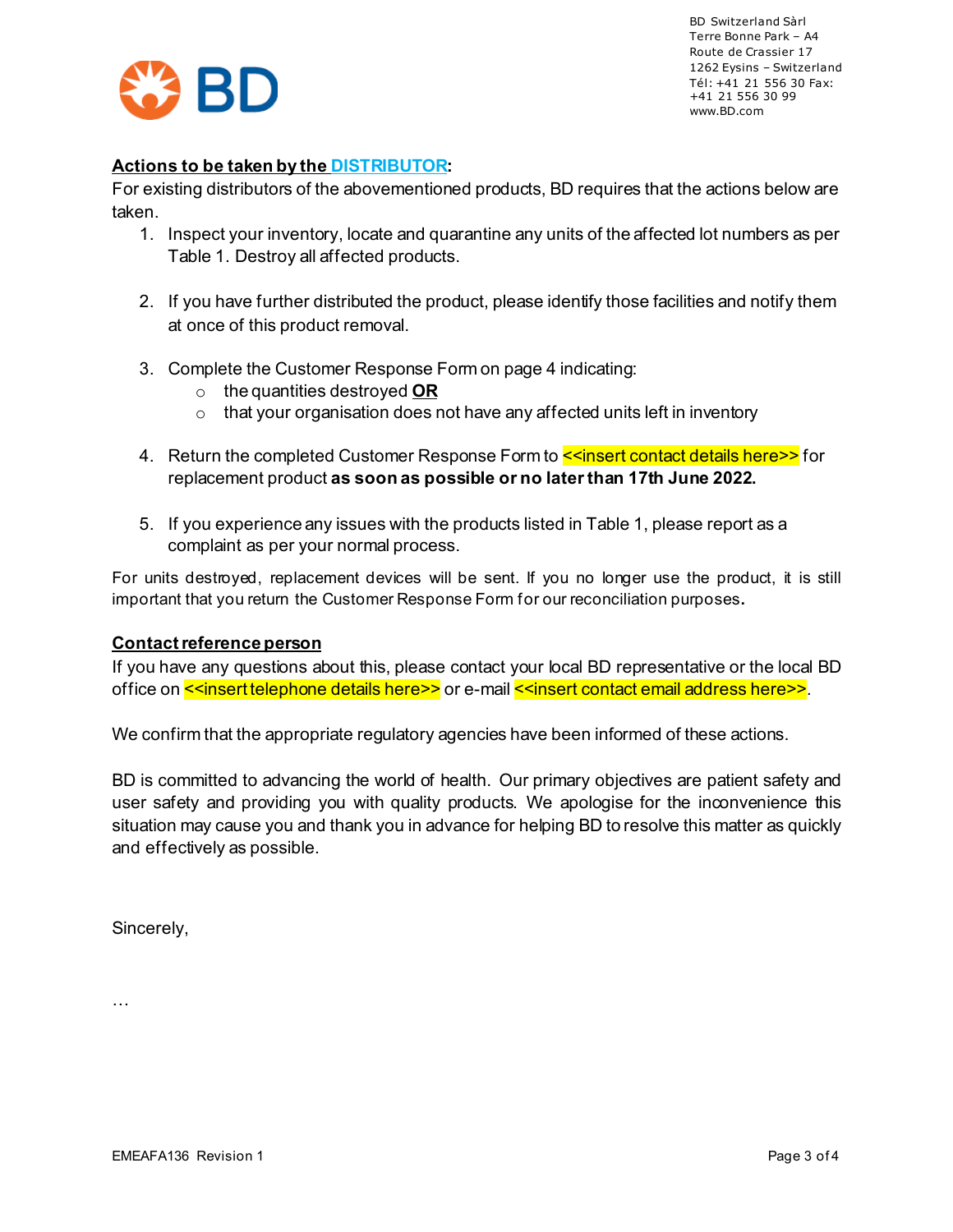BD Switzerland Sàrl
Terre Bonne Park – A4
Route de Crassier 17
1262 Eysins – Switzerland
Tél: +41 21 556 30 Fax: +41 21 556 30 99
www.BD.com

**Actions to be taken by the DISTRIBUTOR:**

For existing distributors of the abovementioned products, BD requires that the actions below are taken.

1. Inspect your inventory, locate and quarantine any units of the affected lot numbers as per Table 1. Destroy all affected products.

2. If you have further distributed the product, please identify those facilities and notify them at once of this product removal.

3. Complete the Customer Response Form on page 4 indicating:
   - the quantities destroyed **OR**
   - that your organisation does not have any affected units left in inventory

4. Return the completed Customer Response Form to <<insert contact details here>> for replacement product **as soon as possible or no later than 17th June 2022.**

5. If you experience any issues with the products listed in Table 1, please report as a complaint as per your normal process.

For units destroyed, replacement devices will be sent. If you no longer use the product, it is still important that you return the Customer Response Form for our reconciliation purposes**.**

**Contact reference person**

If you have any questions about this, please contact your local BD representative or the local BD office on <<insert telephone details here>> or e-mail <<insert contact email address here>>.

We confirm that the appropriate regulatory agencies have been informed of these actions.

BD is committed to advancing the world of health. Our primary objectives are patient safety and user safety and providing you with quality products. We apologise for the inconvenience this situation may cause you and thank you in advance for helping BD to resolve this matter as quickly and effectively as possible.

Sincerely,

…

EMEAFA136 Revision 1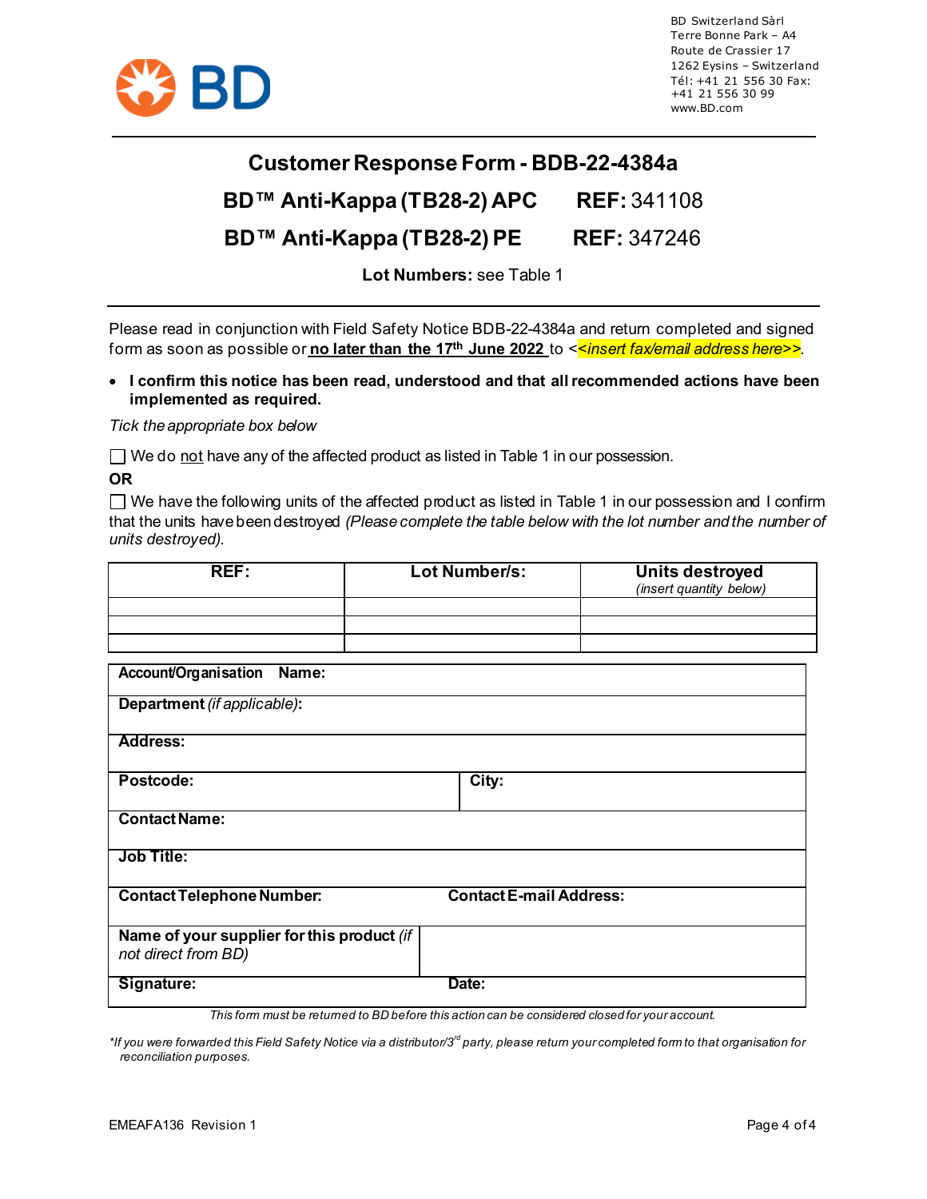BD Switzerland Sàrl
Terre Bonne Park – A4
Route de Crassier 17
1262 Eysins – Switzerland
Tél: +41 21 556 30 Fax:
+41 21 556 30 99
www.BD.com

# Customer Response Form - BDB-22-4384a

## BD™ Anti-Kappa (TB28-2) APC REF: 341108

## BD™ Anti-Kappa (TB28-2) PE REF: 347246

**Lot Numbers:** see Table 1

Please read in conjunction with Field Safety Notice BDB-22-4384a and return completed and signed form as soon as possible or **no later than the 17th June 2022** to <*<insert fax/email address here>>*.

- **I confirm this notice has been read, understood and that all recommended actions have been implemented as required.**

*Tick the appropriate box below*

☐ We do not have any of the affected product as listed in Table 1 in our possession.

**OR**

☐ We have the following units of the affected product as listed in Table 1 in our possession and I confirm that the units have been destroyed *(Please complete the table below with the lot number and the number of units destroyed).*

| REF: | Lot Number/s: | Units destroyed *(insert quantity below)* |
|---|---|---|
| | | |
| | | |
| | | |

| | |
|---|---|
| **Account/Organisation Name:** | |
| **Department** *(if applicable)*: | |
| **Address:** | |
| **Postcode:** | **City:** |
| **Contact Name:** | |
| **Job Title:** | |
| **Contact Telephone Number:** | **Contact E-mail Address:** |
| **Name of your supplier for this product** *(if not direct from BD)* | |
| **Signature:** | **Date:** |

*This form must be returned to BD before this action can be considered closed for your account.*

*\*If you were forwarded this Field Safety Notice via a distributor/3rd party, please return your completed form to that organisation for reconciliation purposes.*

EMEAFA136 Revision 1